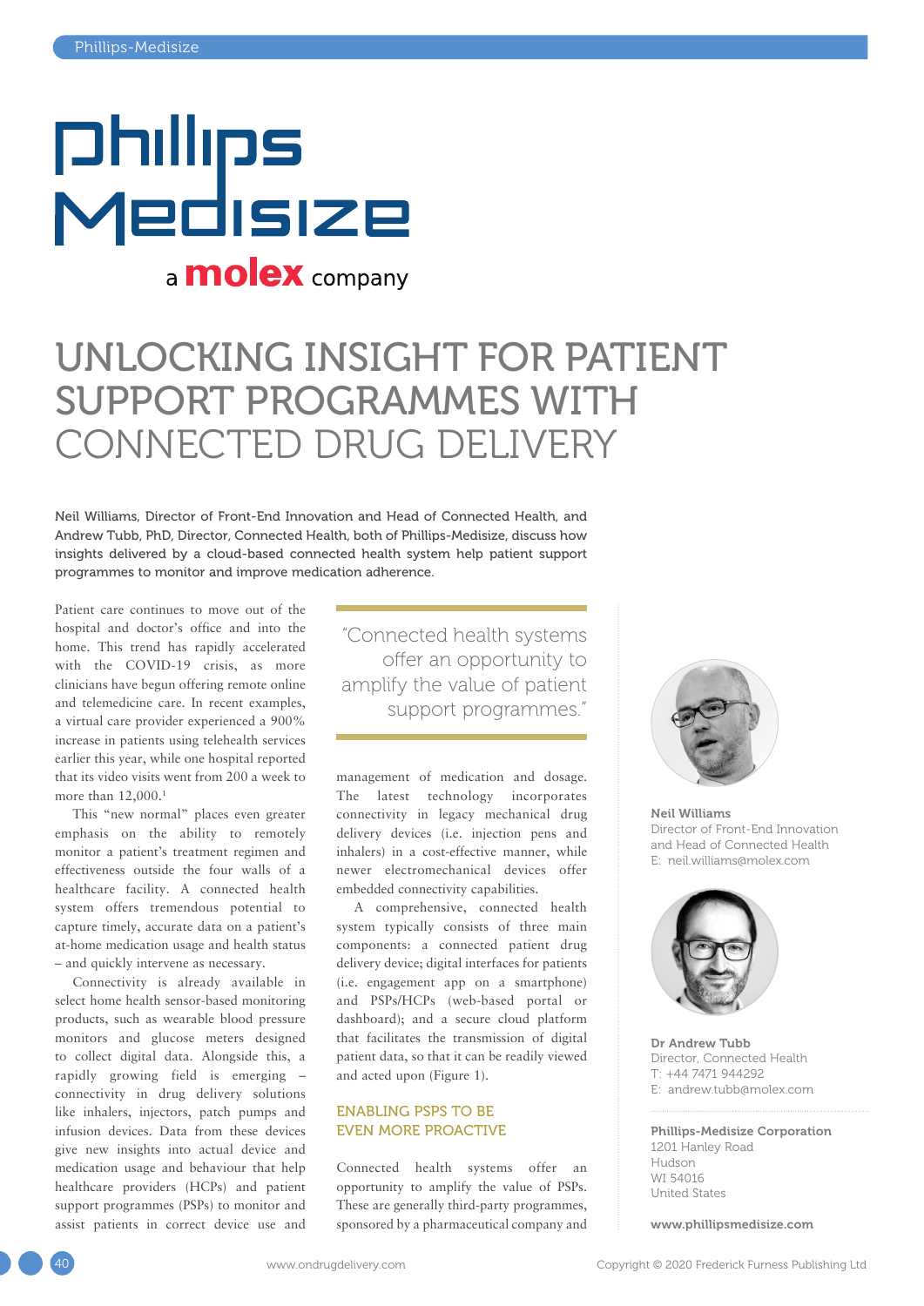# UNLOCKING INSIGHT FOR PATIENT SUPPORT PROGRAMMES WITH CONNECTED DRUG DELIVERY

Neil Williams, Director of Front-End Innovation and Head of Connected Health, and Andrew Tubb, PhD, Director, Connected Health, both of Phillips-Medisize, discuss how insights delivered by a cloud-based connected health system help patient support programmes to monitor and improve medication adherence.

Patient care continues to move out of the hospital and doctor's office and into the home. This trend has rapidly accelerated with the COVID-19 crisis, as more clinicians have begun offering remote online and telemedicine care. In recent examples, a virtual care provider experienced a 900% increase in patients using telehealth services earlier this year, while one hospital reported that its video visits went from 200 a week to more than 12,000.[1]

This "new normal" places even greater emphasis on the ability to remotely monitor a patient's treatment regimen and effectiveness outside the four walls of a healthcare facility. A connected health system offers tremendous potential to capture timely, accurate data on a patient's at-home medication usage and health status – and quickly intervene as necessary.

Connectivity is already available in select home health sensor-based monitoring products, such as wearable blood pressure monitors and glucose meters designed to collect digital data. Alongside this, a rapidly growing field is emerging – connectivity in drug delivery solutions like inhalers, injectors, patch pumps and infusion devices. Data from these devices give new insights into actual device and medication usage and behaviour that help healthcare providers (HCPs) and patient support programmes (PSPs) to monitor and assist patients in correct device use and management of medication and dosage. The latest technology incorporates connectivity in legacy mechanical drug delivery devices (i.e. injection pens and inhalers) in a cost-effective manner, while newer electromechanical devices offer embedded connectivity capabilities.

> "Connected health systems offer an opportunity to amplify the value of patient support programmes."

A comprehensive, connected health system typically consists of three main components: a connected patient drug delivery device; digital interfaces for patients (i.e. engagement app on a smartphone) and PSPs/HCPs (web-based portal or dashboard); and a secure cloud platform that facilitates the transmission of digital patient data, so that it can be readily viewed and acted upon (Figure 1).

## ENABLING PSPS TO BE EVEN MORE PROACTIVE

Connected health systems offer an opportunity to amplify the value of PSPs. These are generally third-party programmes, sponsored by a pharmaceutical company and

**Neil Williams**
Director of Front-End Innovation and Head of Connected Health
E: neil.williams@molex.com

**Dr Andrew Tubb**
Director, Connected Health
T: +44 7471 944292
E: andrew.tubb@molex.com

**Phillips-Medisize Corporation**
1201 Hanley Road
Hudson
WI 54016
United States

**www.phillipsmedisize.com**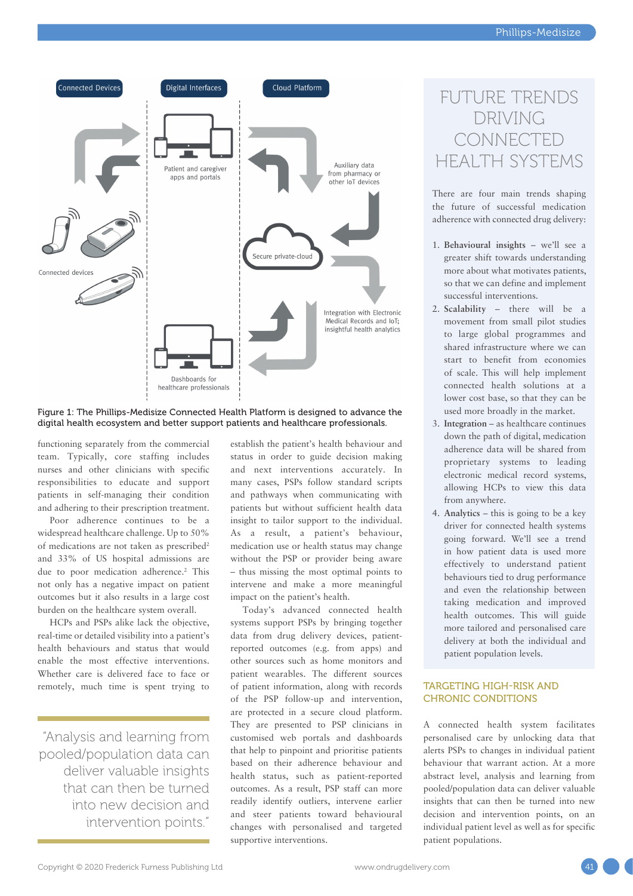Connected Devices

Digital Interfaces

Cloud Platform

Patient and caregiver apps and portals

Auxiliary data from pharmacy or other IoT devices

Connected devices

Secure private-cloud

Integration with Electronic Medical Records and IoT; insightful health analytics

Dashboards for healthcare professionals

Figure 1: The Phillips-Medisize Connected Health Platform is designed to advance the digital health ecosystem and better support patients and healthcare professionals.

functioning separately from the commercial team. Typically, core staffing includes nurses and other clinicians with specific responsibilities to educate and support patients in self-managing their condition and adhering to their prescription treatment.

Poor adherence continues to be a widespread healthcare challenge. Up to 50% of medications are not taken as prescribed[2] and 33% of US hospital admissions are due to poor medication adherence.[2] This not only has a negative impact on patient outcomes but it also results in a large cost burden on the healthcare system overall.

HCPs and PSPs alike lack the objective, real-time or detailed visibility into a patient's health behaviours and status that would enable the most effective interventions. Whether care is delivered face to face or remotely, much time is spent trying to establish the patient's health behaviour and status in order to guide decision making and next interventions accurately. In many cases, PSPs follow standard scripts and pathways when communicating with patients but without sufficient health data insight to tailor support to the individual. As a result, a patient's behaviour, medication use or health status may change without the PSP or provider being aware – thus missing the most optimal points to intervene and make a more meaningful impact on the patient's health.

Today's advanced connected health systems support PSPs by bringing together data from drug delivery devices, patient-reported outcomes (e.g. from apps) and other sources such as home monitors and patient wearables. The different sources of patient information, along with records of the PSP follow-up and intervention, are protected in a secure cloud platform. They are presented to PSP clinicians in customised web portals and dashboards that help to pinpoint and prioritise patients based on their adherence behaviour and health status, such as patient-reported outcomes. As a result, PSP staff can more readily identify outliers, intervene earlier and steer patients toward behavioural changes with personalised and targeted supportive interventions.

> "Analysis and learning from pooled/population data can deliver valuable insights that can then be turned into new decision and intervention points."

## FUTURE TRENDS DRIVING CONNECTED HEALTH SYSTEMS

There are four main trends shaping the future of successful medication adherence with connected drug delivery:

1. **Behavioural insights** – we'll see a greater shift towards understanding more about what motivates patients, so that we can define and implement successful interventions.
2. **Scalability** – there will be a movement from small pilot studies to large global programmes and shared infrastructure where we can start to benefit from economies of scale. This will help implement connected health solutions at a lower cost base, so that they can be used more broadly in the market.
3. **Integration** – as healthcare continues down the path of digital, medication adherence data will be shared from proprietary systems to leading electronic medical record systems, allowing HCPs to view this data from anywhere.
4. **Analytics** – this is going to be a key driver for connected health systems going forward. We'll see a trend in how patient data is used more effectively to understand patient behaviours tied to drug performance and even the relationship between taking medication and improved health outcomes. This will guide more tailored and personalised care delivery at both the individual and patient population levels.

## TARGETING HIGH-RISK AND CHRONIC CONDITIONS

A connected health system facilitates personalised care by unlocking data that alerts PSPs to changes in individual patient behaviour that warrant action. At a more abstract level, analysis and learning from pooled/population data can deliver valuable insights that can then be turned into new decision and intervention points, on an individual patient level as well as for specific patient populations.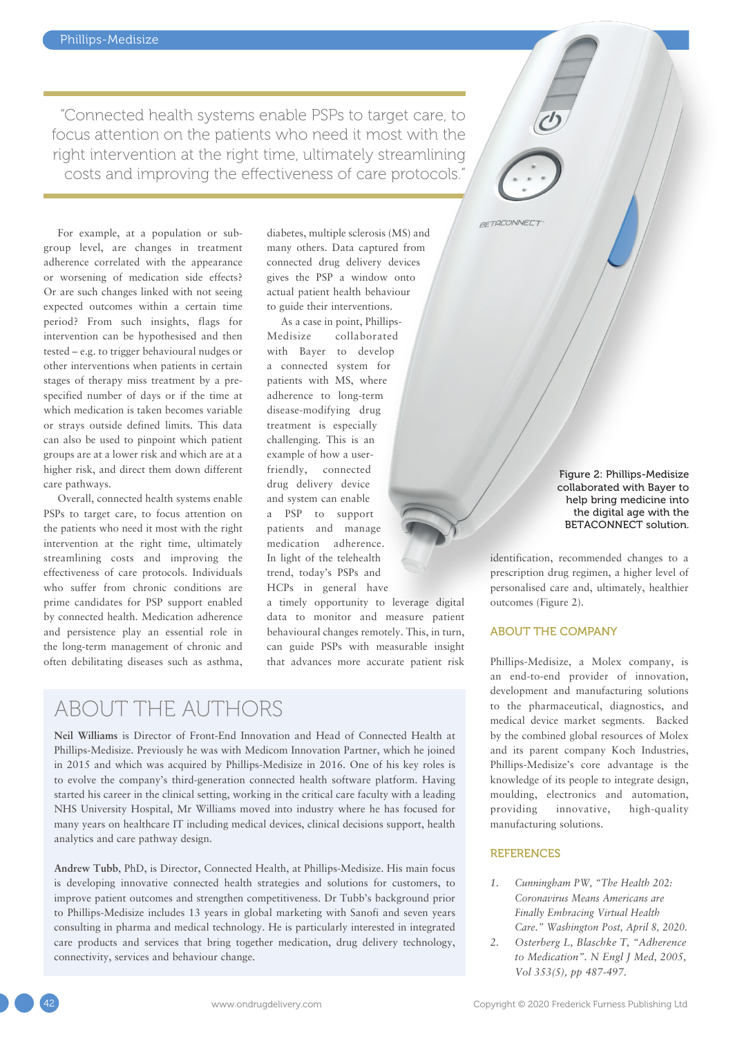"Connected health systems enable PSPs to target care, to focus attention on the patients who need it most with the right intervention at the right time, ultimately streamlining costs and improving the effectiveness of care protocols."

For example, at a population or subgroup level, are changes in treatment adherence correlated with the appearance or worsening of medication side effects? Or are such changes linked with not seeing expected outcomes within a certain time period? From such insights, flags for intervention can be hypothesised and then tested – e.g. to trigger behavioural nudges or other interventions when patients in certain stages of therapy miss treatment by a pre-specified number of days or if the time at which medication is taken becomes variable or strays outside defined limits. This data can also be used to pinpoint which patient groups are at a lower risk and which are at a higher risk, and direct them down different care pathways.

Overall, connected health systems enable PSPs to target care, to focus attention on the patients who need it most with the right intervention at the right time, ultimately streamlining costs and improving the effectiveness of care protocols. Individuals who suffer from chronic conditions are prime candidates for PSP support enabled by connected health. Medication adherence and persistence play an essential role in the long-term management of chronic and often debilitating diseases such as asthma, diabetes, multiple sclerosis (MS) and many others. Data captured from connected drug delivery devices gives the PSP a window onto actual patient health behaviour to guide their interventions.

As a case in point, Phillips-Medisize collaborated with Bayer to develop a connected system for patients with MS, where adherence to long-term disease-modifying drug treatment is especially challenging. This is an example of how a user-friendly, connected drug delivery device and system can enable a PSP to support patients and manage medication adherence. In light of the telehealth trend, today's PSPs and HCPs in general have a timely opportunity to leverage digital data to monitor and measure patient behavioural changes remotely. This, in turn, can guide PSPs with measurable insight that advances more accurate patient risk identification, recommended changes to a prescription drug regimen, a higher level of personalised care and, ultimately, healthier outcomes (Figure 2).

Figure 2: Phillips-Medisize collaborated with Bayer to help bring medicine into the digital age with the BETACONNECT solution.

## ABOUT THE COMPANY

Phillips-Medisize, a Molex company, is an end-to-end provider of innovation, development and manufacturing solutions to the pharmaceutical, diagnostics, and medical device market segments. Backed by the combined global resources of Molex and its parent company Koch Industries, Phillips-Medisize's core advantage is the knowledge of its people to integrate design, moulding, electronics and automation, providing innovative, high-quality manufacturing solutions.

## REFERENCES

1. *Cunningham PW, "The Health 202: Coronavirus Means Americans are Finally Embracing Virtual Health Care." Washington Post, April 8, 2020.*
2. *Osterberg L, Blaschke T, "Adherence to Medication". N Engl J Med, 2005, Vol 353(5), pp 487-497.*

## ABOUT THE AUTHORS

**Neil Williams** is Director of Front-End Innovation and Head of Connected Health at Phillips-Medisize. Previously he was with Medicom Innovation Partner, which he joined in 2015 and which was acquired by Phillips-Medisize in 2016. One of his key roles is to evolve the company's third-generation connected health software platform. Having started his career in the clinical setting, working in the critical care faculty with a leading NHS University Hospital, Mr Williams moved into industry where he has focused for many years on healthcare IT including medical devices, clinical decisions support, health analytics and care pathway design.

**Andrew Tubb**, PhD, is Director, Connected Health, at Phillips-Medisize. His main focus is developing innovative connected health strategies and solutions for customers, to improve patient outcomes and strengthen competitiveness. Dr Tubb's background prior to Phillips-Medisize includes 13 years in global marketing with Sanofi and seven years consulting in pharma and medical technology. He is particularly interested in integrated care products and services that bring together medication, drug delivery technology, connectivity, services and behaviour change.